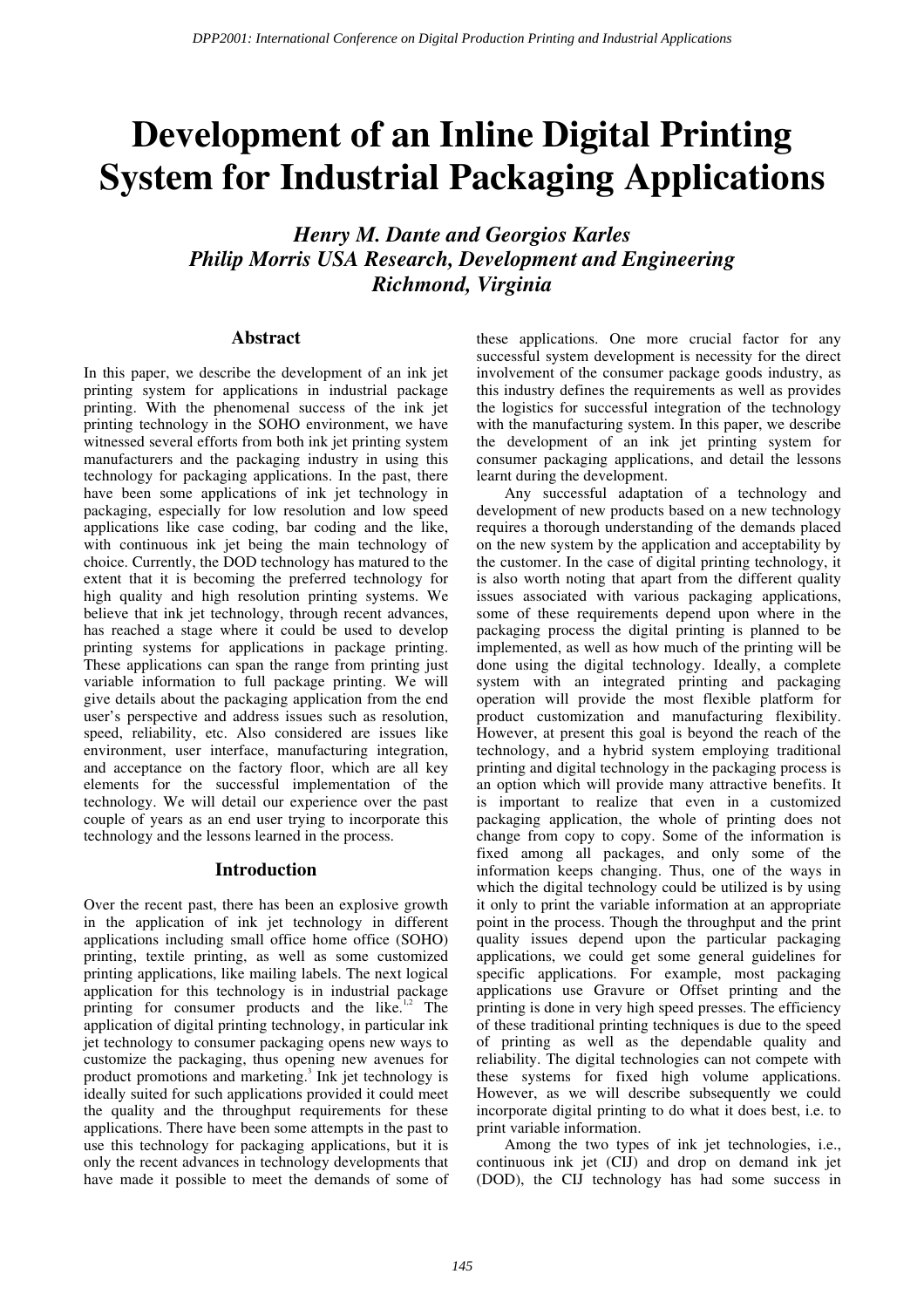# Development of an Inline Digital Printing System for Industrial Packaging Applications

*Henry M. Dante and Georgios Karles*
*Philip Morris USA Research, Development and Engineering*
*Richmond, Virginia*

## Abstract

In this paper, we describe the development of an ink jet printing system for applications in industrial package printing. With the phenomenal success of the ink jet printing technology in the SOHO environment, we have witnessed several efforts from both ink jet printing system manufacturers and the packaging industry in using this technology for packaging applications. In the past, there have been some applications of ink jet technology in packaging, especially for low resolution and low speed applications like case coding, bar coding and the like, with continuous ink jet being the main technology of choice. Currently, the DOD technology has matured to the extent that it is becoming the preferred technology for high quality and high resolution printing systems. We believe that ink jet technology, through recent advances, has reached a stage where it could be used to develop printing systems for applications in package printing. These applications can span the range from printing just variable information to full package printing. We will give details about the packaging application from the end user's perspective and address issues such as resolution, speed, reliability, etc. Also considered are issues like environment, user interface, manufacturing integration, and acceptance on the factory floor, which are all key elements for the successful implementation of the technology. We will detail our experience over the past couple of years as an end user trying to incorporate this technology and the lessons learned in the process.

## Introduction

Over the recent past, there has been an explosive growth in the application of ink jet technology in different applications including small office home office (SOHO) printing, textile printing, as well as some customized printing applications, like mailing labels. The next logical application for this technology is in industrial package printing for consumer products and the like.[1,2] The application of digital printing technology, in particular ink jet technology to consumer packaging opens new ways to customize the packaging, thus opening new avenues for product promotions and marketing.[3] Ink jet technology is ideally suited for such applications provided it could meet the quality and the throughput requirements for these applications. There have been some attempts in the past to use this technology for packaging applications, but it is only the recent advances in technology developments that have made it possible to meet the demands of some of these applications. One more crucial factor for any successful system development is necessity for the direct involvement of the consumer package goods industry, as this industry defines the requirements as well as provides the logistics for successful integration of the technology with the manufacturing system. In this paper, we describe the development of an ink jet printing system for consumer packaging applications, and detail the lessons learnt during the development.

Any successful adaptation of a technology and development of new products based on a new technology requires a thorough understanding of the demands placed on the new system by the application and acceptability by the customer. In the case of digital printing technology, it is also worth noting that apart from the different quality issues associated with various packaging applications, some of these requirements depend upon where in the packaging process the digital printing is planned to be implemented, as well as how much of the printing will be done using the digital technology. Ideally, a complete system with an integrated printing and packaging operation will provide the most flexible platform for product customization and manufacturing flexibility. However, at present this goal is beyond the reach of the technology, and a hybrid system employing traditional printing and digital technology in the packaging process is an option which will provide many attractive benefits. It is important to realize that even in a customized packaging application, the whole of printing does not change from copy to copy. Some of the information is fixed among all packages, and only some of the information keeps changing. Thus, one of the ways in which the digital technology could be utilized is by using it only to print the variable information at an appropriate point in the process. Though the throughput and the print quality issues depend upon the particular packaging applications, we could get some general guidelines for specific applications. For example, most packaging applications use Gravure or Offset printing and the printing is done in very high speed presses. The efficiency of these traditional printing techniques is due to the speed of printing as well as the dependable quality and reliability. The digital technologies can not compete with these systems for fixed high volume applications. However, as we will describe subsequently we could incorporate digital printing to do what it does best, i.e. to print variable information.

Among the two types of ink jet technologies, i.e., continuous ink jet (CIJ) and drop on demand ink jet (DOD), the CIJ technology has had some success in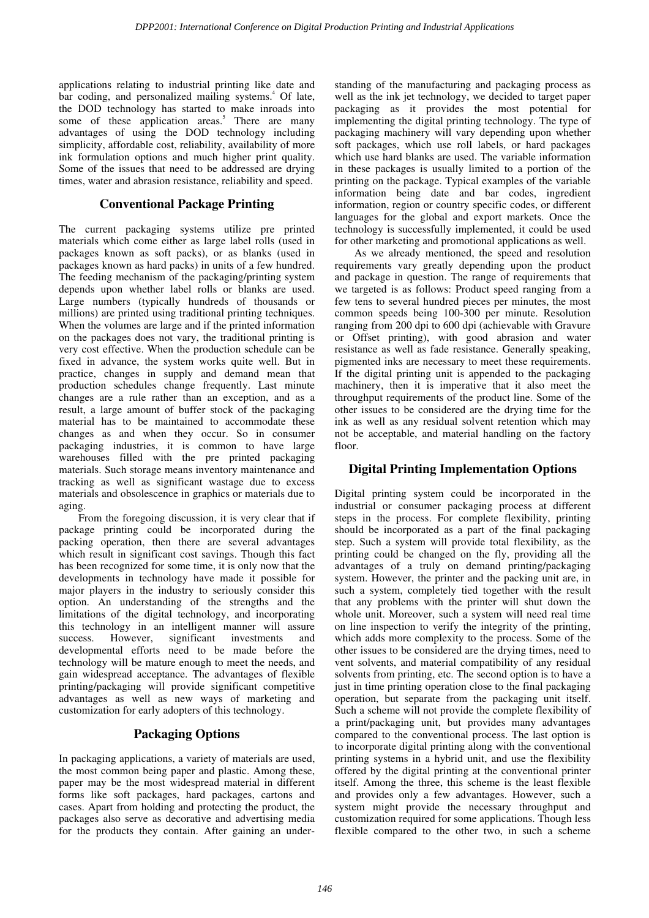applications relating to industrial printing like date and bar coding, and personalized mailing systems.[4] Of late, the DOD technology has started to make inroads into some of these application areas.[5] There are many advantages of using the DOD technology including simplicity, affordable cost, reliability, availability of more ink formulation options and much higher print quality. Some of the issues that need to be addressed are drying times, water and abrasion resistance, reliability and speed.

## Conventional Package Printing

The current packaging systems utilize pre printed materials which come either as large label rolls (used in packages known as soft packs), or as blanks (used in packages known as hard packs) in units of a few hundred. The feeding mechanism of the packaging/printing system depends upon whether label rolls or blanks are used. Large numbers (typically hundreds of thousands or millions) are printed using traditional printing techniques. When the volumes are large and if the printed information on the packages does not vary, the traditional printing is very cost effective. When the production schedule can be fixed in advance, the system works quite well. But in practice, changes in supply and demand mean that production schedules change frequently. Last minute changes are a rule rather than an exception, and as a result, a large amount of buffer stock of the packaging material has to be maintained to accommodate these changes as and when they occur. So in consumer packaging industries, it is common to have large warehouses filled with the pre printed packaging materials. Such storage means inventory maintenance and tracking as well as significant wastage due to excess materials and obsolescence in graphics or materials due to aging.

From the foregoing discussion, it is very clear that if package printing could be incorporated during the packing operation, then there are several advantages which result in significant cost savings. Though this fact has been recognized for some time, it is only now that the developments in technology have made it possible for major players in the industry to seriously consider this option. An understanding of the strengths and the limitations of the digital technology, and incorporating this technology in an intelligent manner will assure success. However, significant investments and developmental efforts need to be made before the technology will be mature enough to meet the needs, and gain widespread acceptance. The advantages of flexible printing/packaging will provide significant competitive advantages as well as new ways of marketing and customization for early adopters of this technology.

## Packaging Options

In packaging applications, a variety of materials are used, the most common being paper and plastic. Among these, paper may be the most widespread material in different forms like soft packages, hard packages, cartons and cases. Apart from holding and protecting the product, the packages also serve as decorative and advertising media for the products they contain. After gaining an understanding of the manufacturing and packaging process as well as the ink jet technology, we decided to target paper packaging as it provides the most potential for implementing the digital printing technology. The type of packaging machinery will vary depending upon whether soft packages, which use roll labels, or hard packages which use hard blanks are used. The variable information in these packages is usually limited to a portion of the printing on the package. Typical examples of the variable information being date and bar codes, ingredient information, region or country specific codes, or different languages for the global and export markets. Once the technology is successfully implemented, it could be used for other marketing and promotional applications as well.

As we already mentioned, the speed and resolution requirements vary greatly depending upon the product and package in question. The range of requirements that we targeted is as follows: Product speed ranging from a few tens to several hundred pieces per minutes, the most common speeds being 100-300 per minute. Resolution ranging from 200 dpi to 600 dpi (achievable with Gravure or Offset printing), with good abrasion and water resistance as well as fade resistance. Generally speaking, pigmented inks are necessary to meet these requirements. If the digital printing unit is appended to the packaging machinery, then it is imperative that it also meet the throughput requirements of the product line. Some of the other issues to be considered are the drying time for the ink as well as any residual solvent retention which may not be acceptable, and material handling on the factory floor.

## Digital Printing Implementation Options

Digital printing system could be incorporated in the industrial or consumer packaging process at different steps in the process. For complete flexibility, printing should be incorporated as a part of the final packaging step. Such a system will provide total flexibility, as the printing could be changed on the fly, providing all the advantages of a truly on demand printing/packaging system. However, the printer and the packing unit are, in such a system, completely tied together with the result that any problems with the printer will shut down the whole unit. Moreover, such a system will need real time on line inspection to verify the integrity of the printing, which adds more complexity to the process. Some of the other issues to be considered are the drying times, need to vent solvents, and material compatibility of any residual solvents from printing, etc. The second option is to have a just in time printing operation close to the final packaging operation, but separate from the packaging unit itself. Such a scheme will not provide the complete flexibility of a print/packaging unit, but provides many advantages compared to the conventional process. The last option is to incorporate digital printing along with the conventional printing systems in a hybrid unit, and use the flexibility offered by the digital printing at the conventional printer itself. Among the three, this scheme is the least flexible and provides only a few advantages. However, such a system might provide the necessary throughput and customization required for some applications. Though less flexible compared to the other two, in such a scheme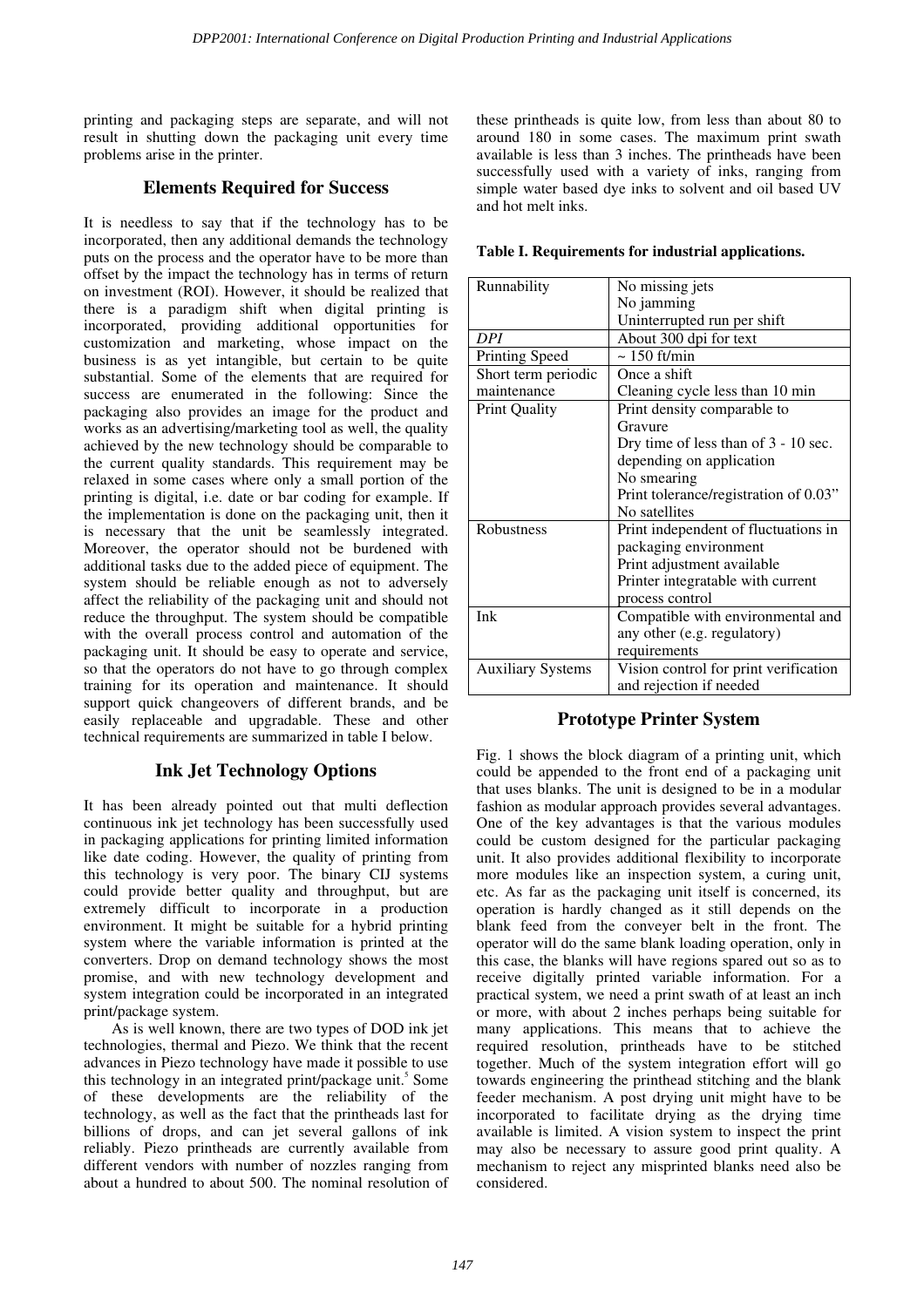printing and packaging steps are separate, and will not result in shutting down the packaging unit every time problems arise in the printer.

## Elements Required for Success

It is needless to say that if the technology has to be incorporated, then any additional demands the technology puts on the process and the operator have to be more than offset by the impact the technology has in terms of return on investment (ROI). However, it should be realized that there is a paradigm shift when digital printing is incorporated, providing additional opportunities for customization and marketing, whose impact on the business is as yet intangible, but certain to be quite substantial. Some of the elements that are required for success are enumerated in the following: Since the packaging also provides an image for the product and works as an advertising/marketing tool as well, the quality achieved by the new technology should be comparable to the current quality standards. This requirement may be relaxed in some cases where only a small portion of the printing is digital, i.e. date or bar coding for example. If the implementation is done on the packaging unit, then it is necessary that the unit be seamlessly integrated. Moreover, the operator should not be burdened with additional tasks due to the added piece of equipment. The system should be reliable enough as not to adversely affect the reliability of the packaging unit and should not reduce the throughput. The system should be compatible with the overall process control and automation of the packaging unit. It should be easy to operate and service, so that the operators do not have to go through complex training for its operation and maintenance. It should support quick changeovers of different brands, and be easily replaceable and upgradable. These and other technical requirements are summarized in table I below.

## Ink Jet Technology Options

It has been already pointed out that multi deflection continuous ink jet technology has been successfully used in packaging applications for printing limited information like date coding. However, the quality of printing from this technology is very poor. The binary CIJ systems could provide better quality and throughput, but are extremely difficult to incorporate in a production environment. It might be suitable for a hybrid printing system where the variable information is printed at the converters. Drop on demand technology shows the most promise, and with new technology development and system integration could be incorporated in an integrated print/package system.

As is well known, there are two types of DOD ink jet technologies, thermal and Piezo. We think that the recent advances in Piezo technology have made it possible to use this technology in an integrated print/package unit.[5] Some of these developments are the reliability of the technology, as well as the fact that the printheads last for billions of drops, and can jet several gallons of ink reliably. Piezo printheads are currently available from different vendors with number of nozzles ranging from about a hundred to about 500. The nominal resolution of these printheads is quite low, from less than about 80 to around 180 in some cases. The maximum print swath available is less than 3 inches. The printheads have been successfully used with a variety of inks, ranging from simple water based dye inks to solvent and oil based UV and hot melt inks.

**Table I. Requirements for industrial applications.**

| | |
|---|---|
| Runnability | No missing jets<br>No jamming<br>Uninterrupted run per shift |
| *DPI* | About 300 dpi for text |
| Printing Speed | ~ 150 ft/min |
| Short term periodic maintenance | Once a shift<br>Cleaning cycle less than 10 min |
| Print Quality | Print density comparable to Gravure<br>Dry time of less than of 3 - 10 sec. depending on application<br>No smearing<br>Print tolerance/registration of 0.03"<br>No satellites |
| Robustness | Print independent of fluctuations in packaging environment<br>Print adjustment available<br>Printer integratable with current process control |
| Ink | Compatible with environmental and any other (e.g. regulatory) requirements |
| Auxiliary Systems | Vision control for print verification and rejection if needed |

## Prototype Printer System

Fig. 1 shows the block diagram of a printing unit, which could be appended to the front end of a packaging unit that uses blanks. The unit is designed to be in a modular fashion as modular approach provides several advantages. One of the key advantages is that the various modules could be custom designed for the particular packaging unit. It also provides additional flexibility to incorporate more modules like an inspection system, a curing unit, etc. As far as the packaging unit itself is concerned, its operation is hardly changed as it still depends on the blank feed from the conveyer belt in the front. The operator will do the same blank loading operation, only in this case, the blanks will have regions spared out so as to receive digitally printed variable information. For a practical system, we need a print swath of at least an inch or more, with about 2 inches perhaps being suitable for many applications. This means that to achieve the required resolution, printheads have to be stitched together. Much of the system integration effort will go towards engineering the printhead stitching and the blank feeder mechanism. A post drying unit might have to be incorporated to facilitate drying as the drying time available is limited. A vision system to inspect the print may also be necessary to assure good print quality. A mechanism to reject any misprinted blanks need also be considered.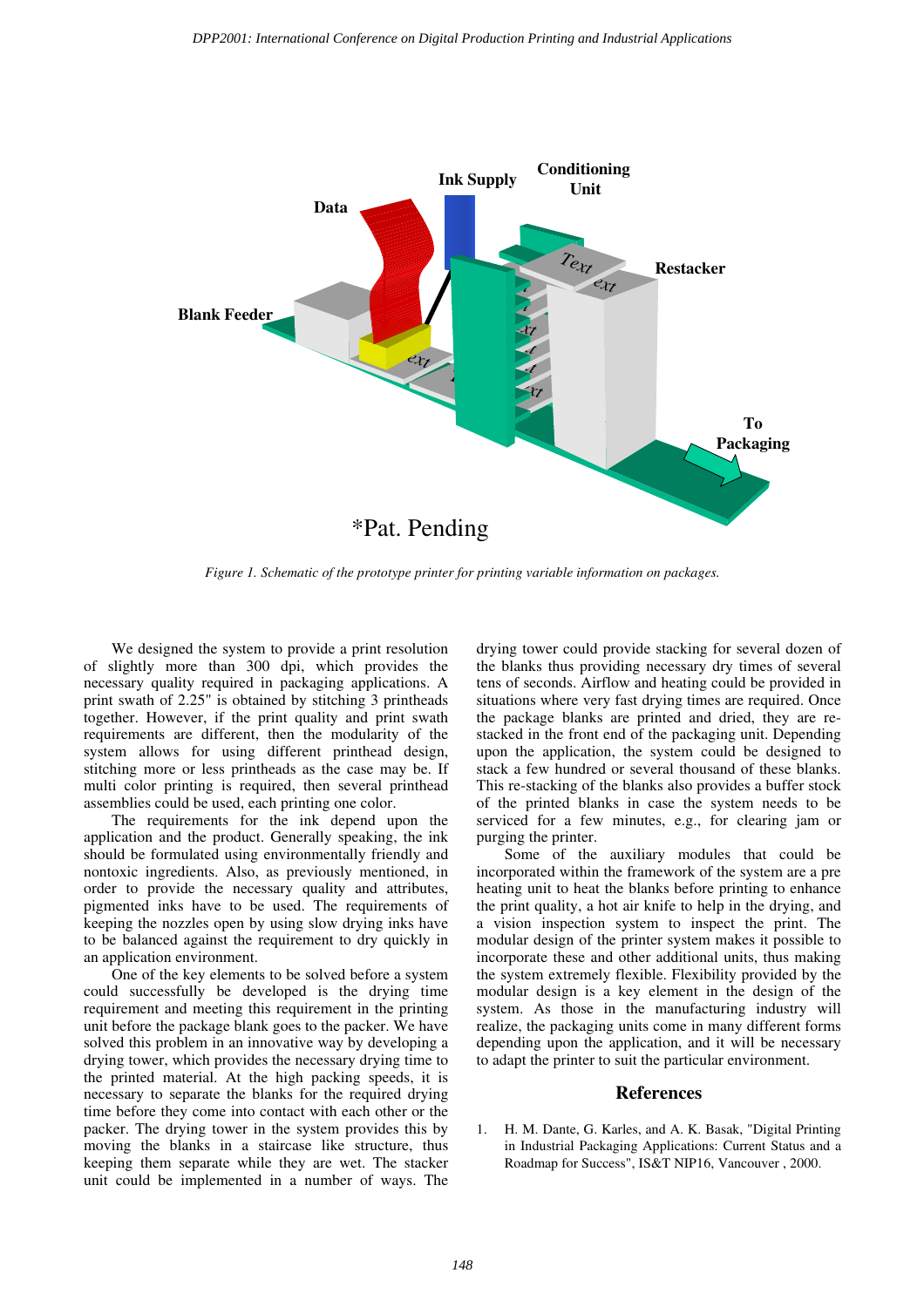*Pat. Pending

*Figure 1. Schematic of the prototype printer for printing variable information on packages.*

We designed the system to provide a print resolution of slightly more than 300 dpi, which provides the necessary quality required in packaging applications. A print swath of 2.25" is obtained by stitching 3 printheads together. However, if the print quality and print swath requirements are different, then the modularity of the system allows for using different printhead design, stitching more or less printheads as the case may be. If multi color printing is required, then several printhead assemblies could be used, each printing one color.

The requirements for the ink depend upon the application and the product. Generally speaking, the ink should be formulated using environmentally friendly and nontoxic ingredients. Also, as previously mentioned, in order to provide the necessary quality and attributes, pigmented inks have to be used. The requirements of keeping the nozzles open by using slow drying inks have to be balanced against the requirement to dry quickly in an application environment.

One of the key elements to be solved before a system could successfully be developed is the drying time requirement and meeting this requirement in the printing unit before the package blank goes to the packer. We have solved this problem in an innovative way by developing a drying tower, which provides the necessary drying time to the printed material. At the high packing speeds, it is necessary to separate the blanks for the required drying time before they come into contact with each other or the packer. The drying tower in the system provides this by moving the blanks in a staircase like structure, thus keeping them separate while they are wet. The stacker unit could be implemented in a number of ways. The drying tower could provide stacking for several dozen of the blanks thus providing necessary dry times of several tens of seconds. Airflow and heating could be provided in situations where very fast drying times are required. Once the package blanks are printed and dried, they are re-stacked in the front end of the packaging unit. Depending upon the application, the system could be designed to stack a few hundred or several thousand of these blanks. This re-stacking of the blanks also provides a buffer stock of the printed blanks in case the system needs to be serviced for a few minutes, e.g., for clearing jam or purging the printer.

Some of the auxiliary modules that could be incorporated within the framework of the system are a pre heating unit to heat the blanks before printing to enhance the print quality, a hot air knife to help in the drying, and a vision inspection system to inspect the print. The modular design of the printer system makes it possible to incorporate these and other additional units, thus making the system extremely flexible. Flexibility provided by the modular design is a key element in the design of the system. As those in the manufacturing industry will realize, the packaging units come in many different forms depending upon the application, and it will be necessary to adapt the printer to suit the particular environment.

## References

1. H. M. Dante, G. Karles, and A. K. Basak, "Digital Printing in Industrial Packaging Applications: Current Status and a Roadmap for Success", IS&T NIP16, Vancouver , 2000.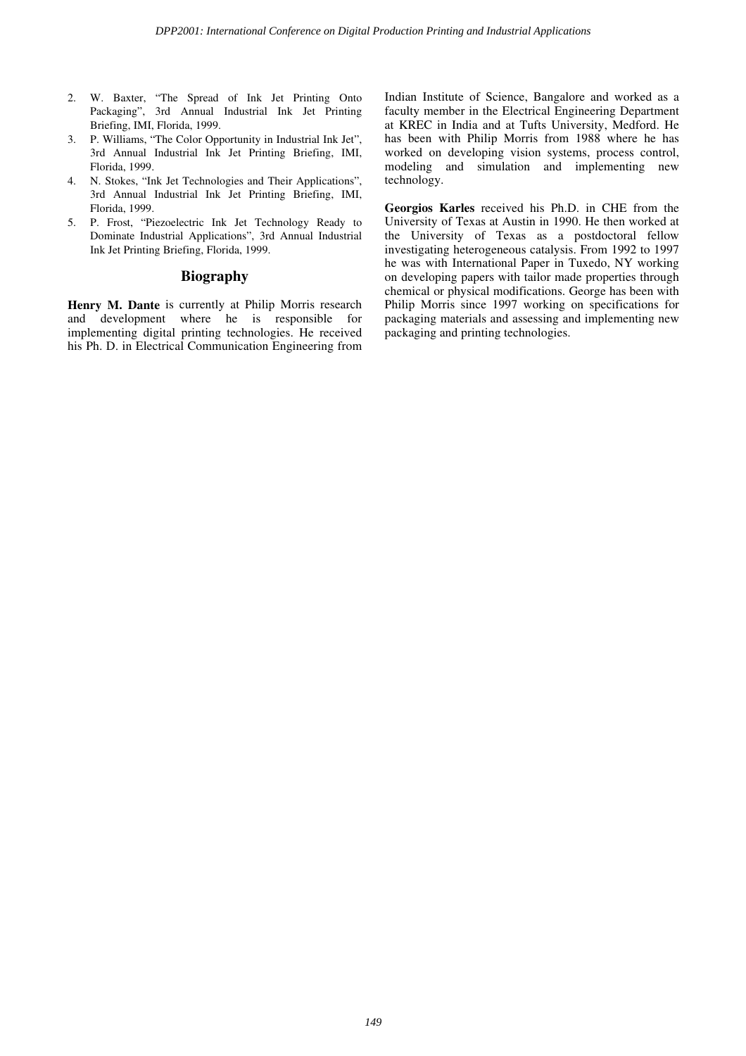2. W. Baxter, "The Spread of Ink Jet Printing Onto Packaging", 3rd Annual Industrial Ink Jet Printing Briefing, IMI, Florida, 1999.
3. P. Williams, "The Color Opportunity in Industrial Ink Jet", 3rd Annual Industrial Ink Jet Printing Briefing, IMI, Florida, 1999.
4. N. Stokes, "Ink Jet Technologies and Their Applications", 3rd Annual Industrial Ink Jet Printing Briefing, IMI, Florida, 1999.
5. P. Frost, "Piezoelectric Ink Jet Technology Ready to Dominate Industrial Applications", 3rd Annual Industrial Ink Jet Printing Briefing, Florida, 1999.

## Biography

**Henry M. Dante** is currently at Philip Morris research and development where he is responsible for implementing digital printing technologies. He received his Ph. D. in Electrical Communication Engineering from Indian Institute of Science, Bangalore and worked as a faculty member in the Electrical Engineering Department at KREC in India and at Tufts University, Medford. He has been with Philip Morris from 1988 where he has worked on developing vision systems, process control, modeling and simulation and implementing new technology.

**Georgios Karles** received his Ph.D. in CHE from the University of Texas at Austin in 1990. He then worked at the University of Texas as a postdoctoral fellow investigating heterogeneous catalysis. From 1992 to 1997 he was with International Paper in Tuxedo, NY working on developing papers with tailor made properties through chemical or physical modifications. George has been with Philip Morris since 1997 working on specifications for packaging materials and assessing and implementing new packaging and printing technologies.